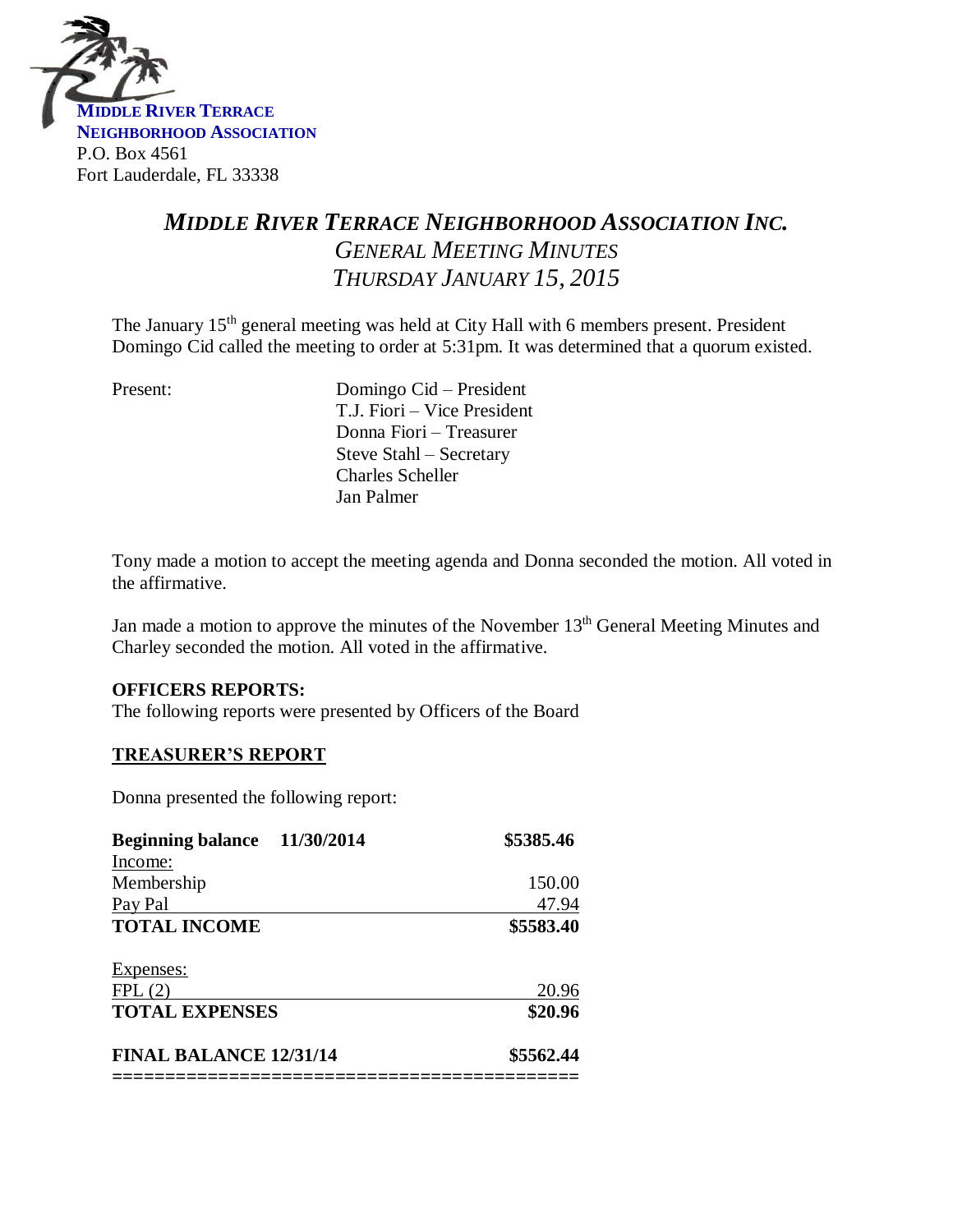**MIDDLE RIVER TERRACE NEIGHBORHOOD ASSOCIATION**
P.O. Box 4561
Fort Lauderdale, FL 33338

# *MIDDLE RIVER TERRACE NEIGHBORHOOD ASSOCIATION INC.*

## *GENERAL MEETING MINUTES*

## *THURSDAY JANUARY 15, 2015*

The January 15th general meeting was held at City Hall with 6 members present. President Domingo Cid called the meeting to order at 5:31pm. It was determined that a quorum existed.

Present:
- Domingo Cid – President
- T.J. Fiori – Vice President
- Donna Fiori – Treasurer
- Steve Stahl – Secretary
- Charles Scheller
- Jan Palmer

Tony made a motion to accept the meeting agenda and Donna seconded the motion. All voted in the affirmative.

Jan made a motion to approve the minutes of the November 13th General Meeting Minutes and Charley seconded the motion. All voted in the affirmative.

**OFFICERS REPORTS:**
The following reports were presented by Officers of the Board

**TREASURER'S REPORT**

Donna presented the following report:

| | |
|---|---|
| **Beginning balance 11/30/2014** | **$5385.46** |
| Income: | |
| Membership | 150.00 |
| Pay Pal | 47.94 |
| **TOTAL INCOME** | **$5583.40** |
| Expenses: | |
| FPL (2) | 20.96 |
| **TOTAL EXPENSES** | **$20.96** |
| **FINAL BALANCE 12/31/14** | **$5562.44** |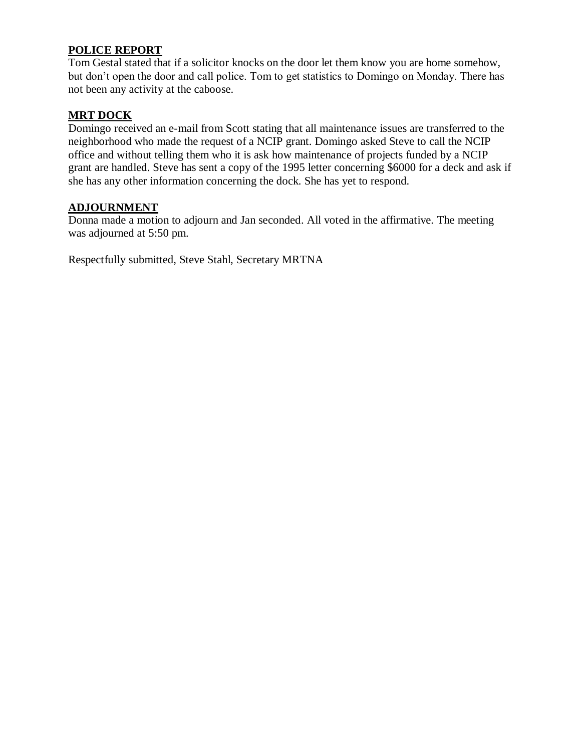**POLICE REPORT**

Tom Gestal stated that if a solicitor knocks on the door let them know you are home somehow, but don't open the door and call police. Tom to get statistics to Domingo on Monday. There has not been any activity at the caboose.

**MRT DOCK**

Domingo received an e-mail from Scott stating that all maintenance issues are transferred to the neighborhood who made the request of a NCIP grant. Domingo asked Steve to call the NCIP office and without telling them who it is ask how maintenance of projects funded by a NCIP grant are handled. Steve has sent a copy of the 1995 letter concerning $6000 for a deck and ask if she has any other information concerning the dock. She has yet to respond.

**ADJOURNMENT**

Donna made a motion to adjourn and Jan seconded. All voted in the affirmative. The meeting was adjourned at 5:50 pm.

Respectfully submitted, Steve Stahl, Secretary MRTNA